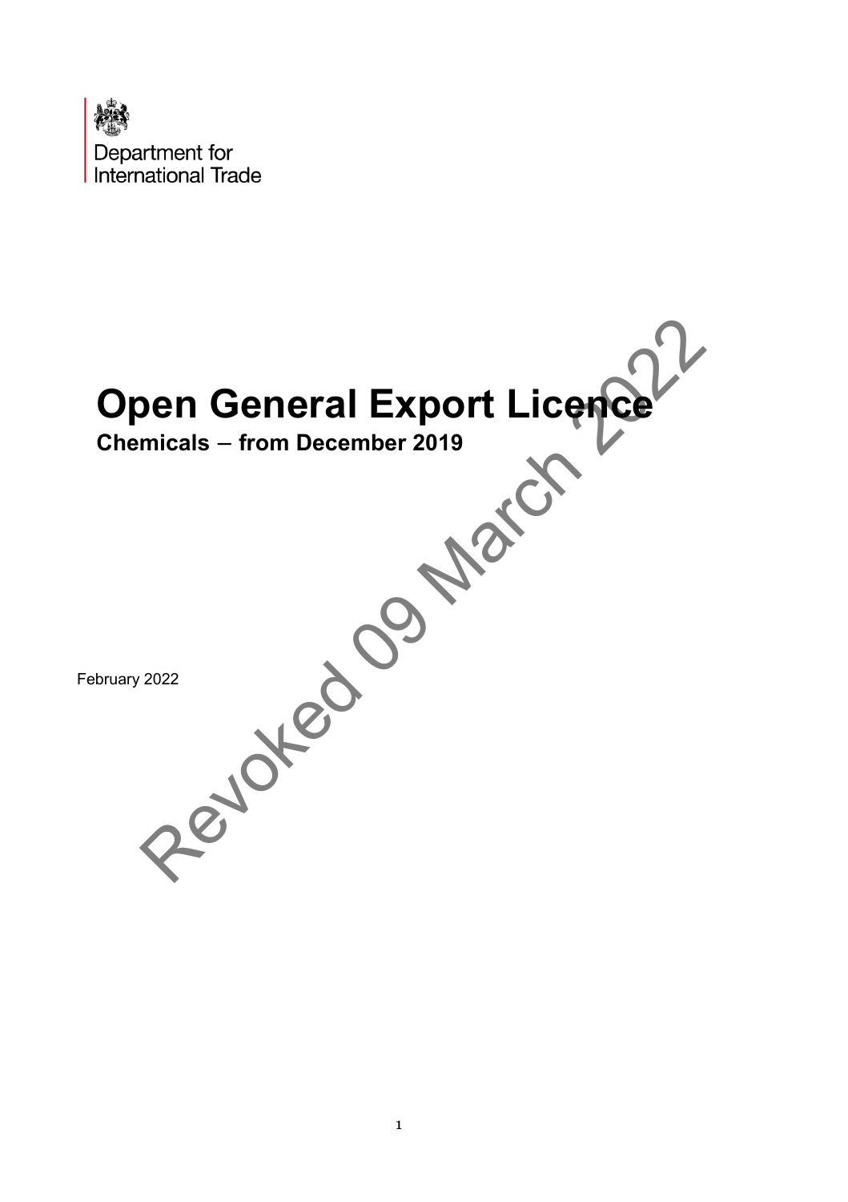Department for International Trade

# Open General Export Licence

**Chemicals – from December 2019**

February 2022

Revoked 09 March 2022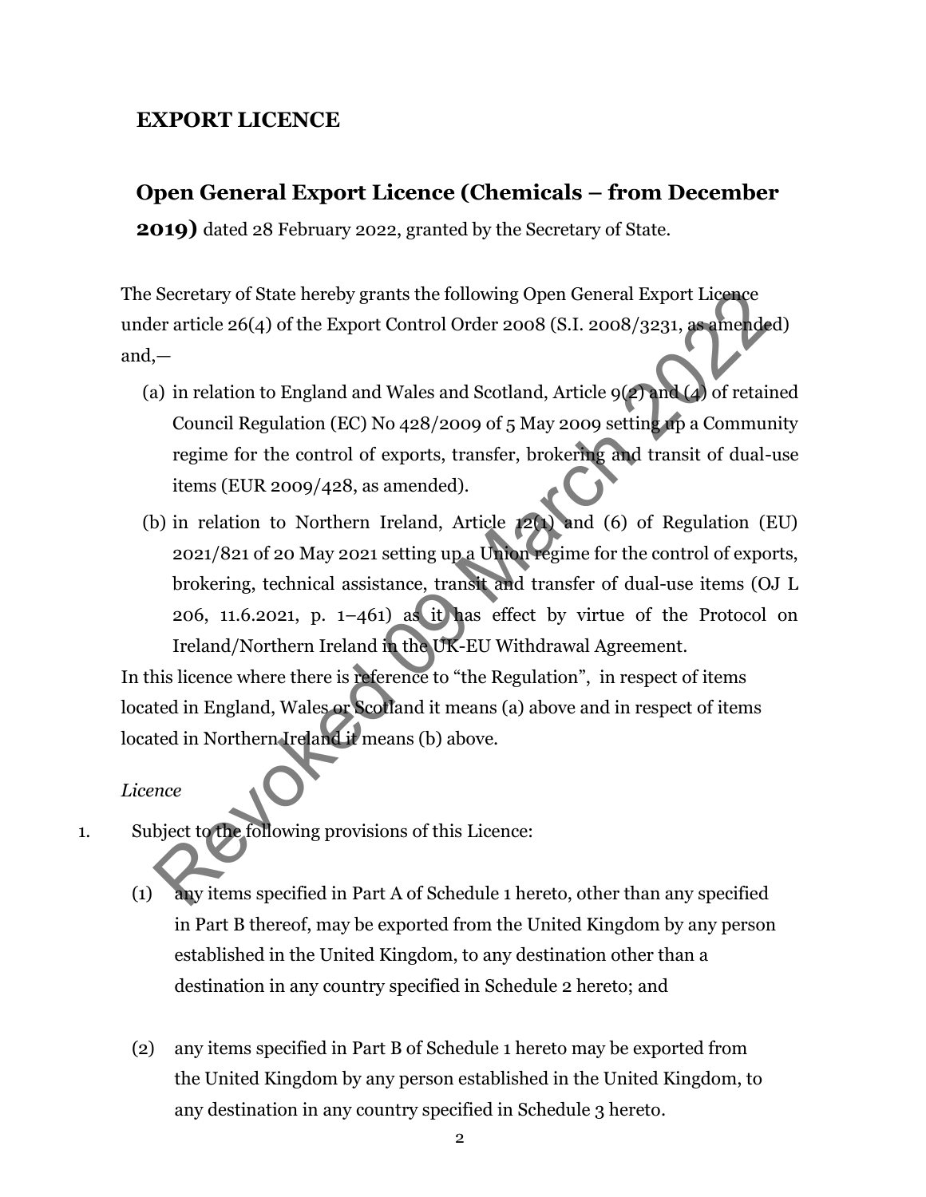## EXPORT LICENCE

## Open General Export Licence (Chemicals – from December 2019) dated 28 February 2022, granted by the Secretary of State.

Revoked 09 March 2022

The Secretary of State hereby grants the following Open General Export Licence under article 26(4) of the Export Control Order 2008 (S.I. 2008/3231, as amended) and,—

(a) in relation to England and Wales and Scotland, Article 9(2) and (4) of retained Council Regulation (EC) No 428/2009 of 5 May 2009 setting up a Community regime for the control of exports, transfer, brokering and transit of dual-use items (EUR 2009/428, as amended).

(b) in relation to Northern Ireland, Article 12(1) and (6) of Regulation (EU) 2021/821 of 20 May 2021 setting up a Union regime for the control of exports, brokering, technical assistance, transit and transfer of dual-use items (OJ L 206, 11.6.2021, p. 1–461) as it has effect by virtue of the Protocol on Ireland/Northern Ireland in the UK-EU Withdrawal Agreement.

In this licence where there is reference to "the Regulation", in respect of items located in England, Wales or Scotland it means (a) above and in respect of items located in Northern Ireland it means (b) above.

*Licence*

1. Subject to the following provisions of this Licence:

   (1) any items specified in Part A of Schedule 1 hereto, other than any specified in Part B thereof, may be exported from the United Kingdom by any person established in the United Kingdom, to any destination other than a destination in any country specified in Schedule 2 hereto; and

   (2) any items specified in Part B of Schedule 1 hereto may be exported from the United Kingdom by any person established in the United Kingdom, to any destination in any country specified in Schedule 3 hereto.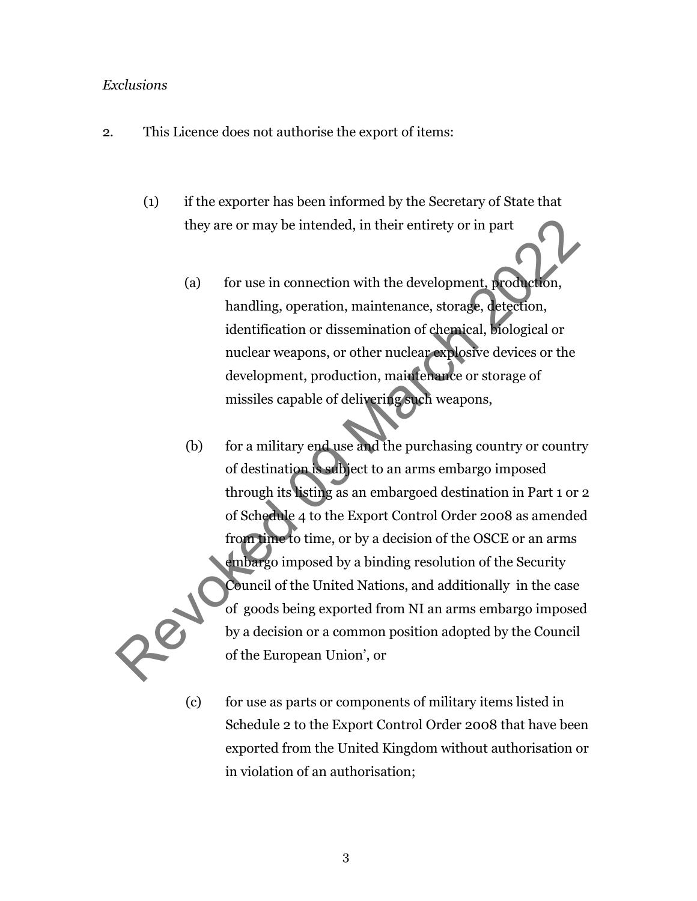*Exclusions*

2. This Licence does not authorise the export of items:

(1) if the exporter has been informed by the Secretary of State that they are or may be intended, in their entirety or in part

(a) for use in connection with the development, production, handling, operation, maintenance, storage, detection, identification or dissemination of chemical, biological or nuclear weapons, or other nuclear explosive devices or the development, production, maintenance or storage of missiles capable of delivering such weapons,

(b) for a military end use and the purchasing country or country of destination is subject to an arms embargo imposed through its listing as an embargoed destination in Part 1 or 2 of Schedule 4 to the Export Control Order 2008 as amended from time to time, or by a decision of the OSCE or an arms embargo imposed by a binding resolution of the Security Council of the United Nations, and additionally in the case of goods being exported from NI an arms embargo imposed by a decision or a common position adopted by the Council of the European Union', or

(c) for use as parts or components of military items listed in Schedule 2 to the Export Control Order 2008 that have been exported from the United Kingdom without authorisation or in violation of an authorisation;

Revoked 09 March 2022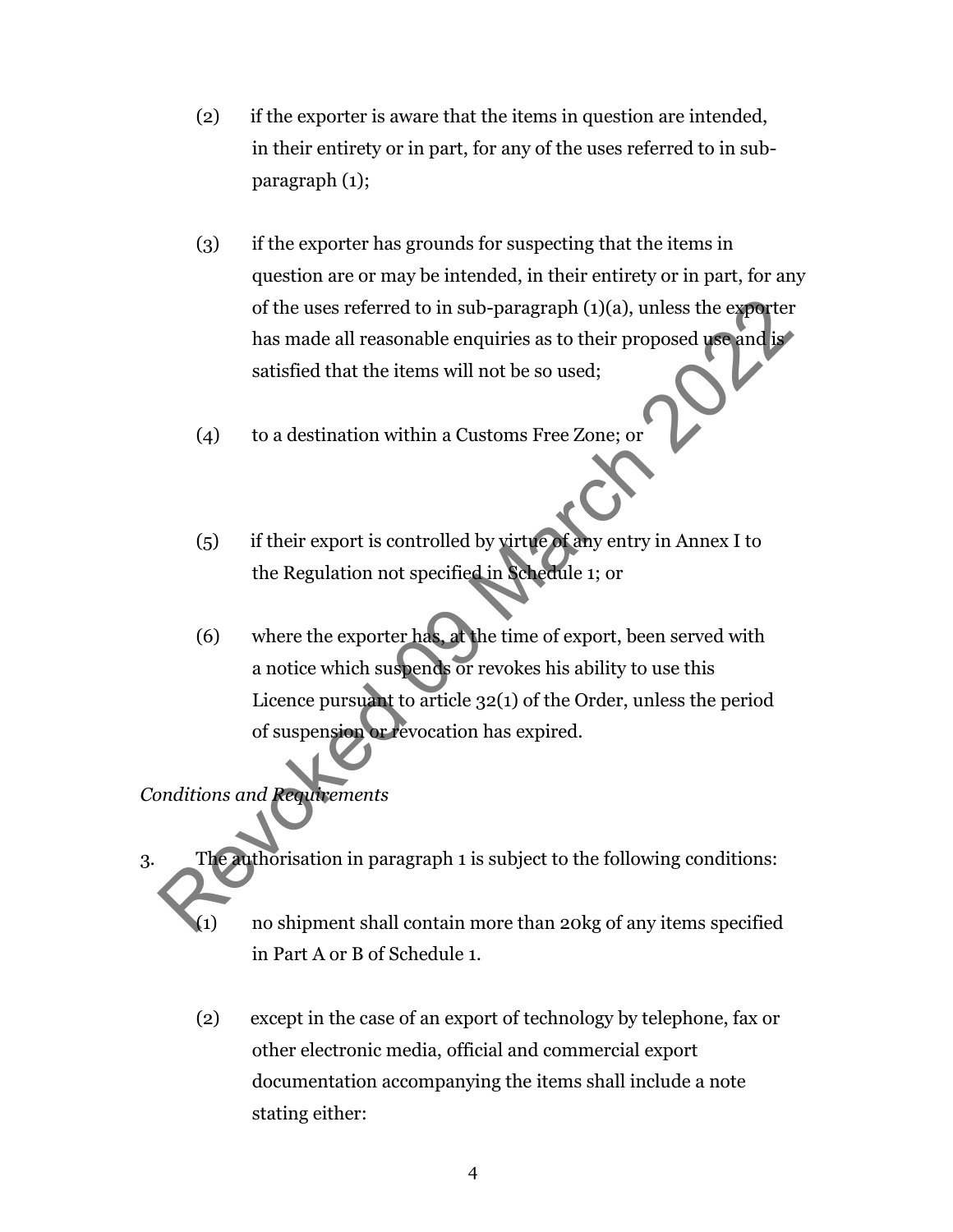(2) if the exporter is aware that the items in question are intended, in their entirety or in part, for any of the uses referred to in sub-paragraph (1);

(3) if the exporter has grounds for suspecting that the items in question are or may be intended, in their entirety or in part, for any of the uses referred to in sub-paragraph (1)(a), unless the exporter has made all reasonable enquiries as to their proposed use and is satisfied that the items will not be so used;

(4) to a destination within a Customs Free Zone; or

(5) if their export is controlled by virtue of any entry in Annex I to the Regulation not specified in Schedule 1; or

(6) where the exporter has, at the time of export, been served with a notice which suspends or revokes his ability to use this Licence pursuant to article 32(1) of the Order, unless the period of suspension or revocation has expired.

*Conditions and Requirements*

3. The authorisation in paragraph 1 is subject to the following conditions:

(1) no shipment shall contain more than 20kg of any items specified in Part A or B of Schedule 1.

(2) except in the case of an export of technology by telephone, fax or other electronic media, official and commercial export documentation accompanying the items shall include a note stating either: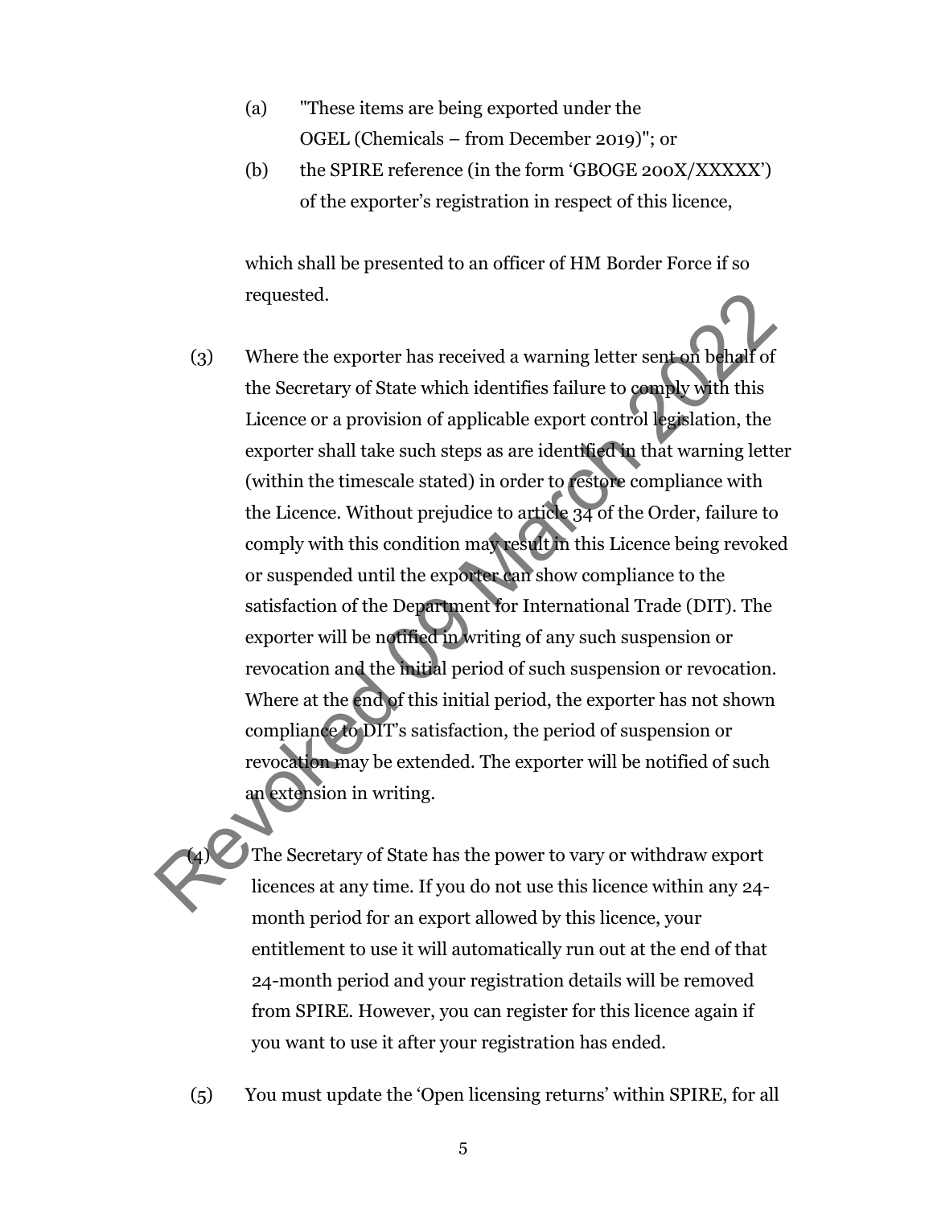(a) "These items are being exported under the OGEL (Chemicals – from December 2019)"; or

(b) the SPIRE reference (in the form 'GBOGE 200X/XXXXX') of the exporter's registration in respect of this licence,

which shall be presented to an officer of HM Border Force if so requested.

(3) Where the exporter has received a warning letter sent on behalf of the Secretary of State which identifies failure to comply with this Licence or a provision of applicable export control legislation, the exporter shall take such steps as are identified in that warning letter (within the timescale stated) in order to restore compliance with the Licence. Without prejudice to article 34 of the Order, failure to comply with this condition may result in this Licence being revoked or suspended until the exporter can show compliance to the satisfaction of the Department for International Trade (DIT). The exporter will be notified in writing of any such suspension or revocation and the initial period of such suspension or revocation. Where at the end of this initial period, the exporter has not shown compliance to DIT's satisfaction, the period of suspension or revocation may be extended. The exporter will be notified of such an extension in writing.

(4) The Secretary of State has the power to vary or withdraw export licences at any time. If you do not use this licence within any 24-month period for an export allowed by this licence, your entitlement to use it will automatically run out at the end of that 24-month period and your registration details will be removed from SPIRE. However, you can register for this licence again if you want to use it after your registration has ended.

(5) You must update the 'Open licensing returns' within SPIRE, for all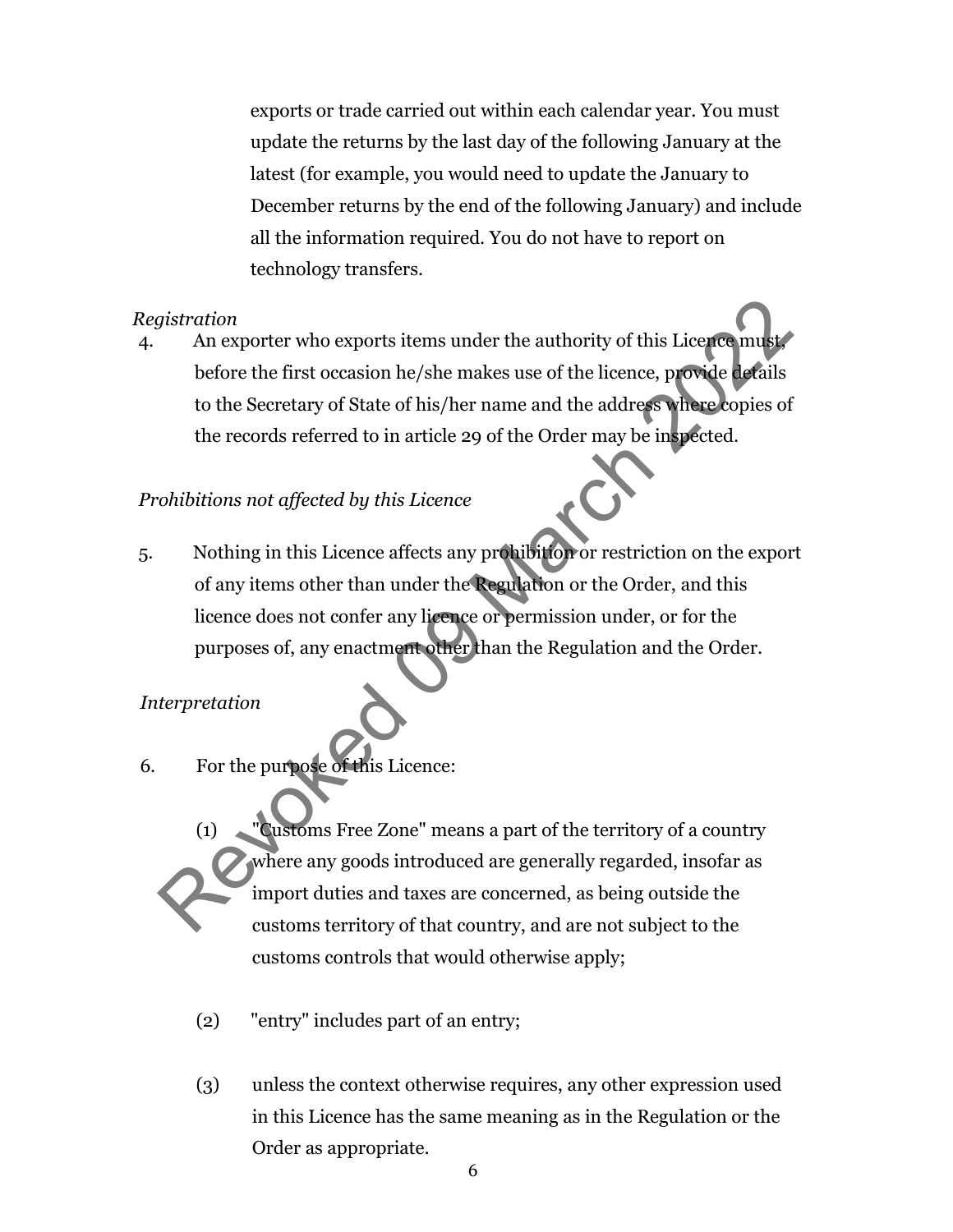exports or trade carried out within each calendar year. You must update the returns by the last day of the following January at the latest (for example, you would need to update the January to December returns by the end of the following January) and include all the information required. You do not have to report on technology transfers.

*Registration*

4. An exporter who exports items under the authority of this Licence must, before the first occasion he/she makes use of the licence, provide details to the Secretary of State of his/her name and the address where copies of the records referred to in article 29 of the Order may be inspected.

*Prohibitions not affected by this Licence*

5. Nothing in this Licence affects any prohibition or restriction on the export of any items other than under the Regulation or the Order, and this licence does not confer any licence or permission under, or for the purposes of, any enactment other than the Regulation and the Order.

*Interpretation*

6. For the purpose of this Licence:

   (1) "Customs Free Zone" means a part of the territory of a country where any goods introduced are generally regarded, insofar as import duties and taxes are concerned, as being outside the customs territory of that country, and are not subject to the customs controls that would otherwise apply;

   (2) "entry" includes part of an entry;

   (3) unless the context otherwise requires, any other expression used in this Licence has the same meaning as in the Regulation or the Order as appropriate.

Revoked 09 March 2022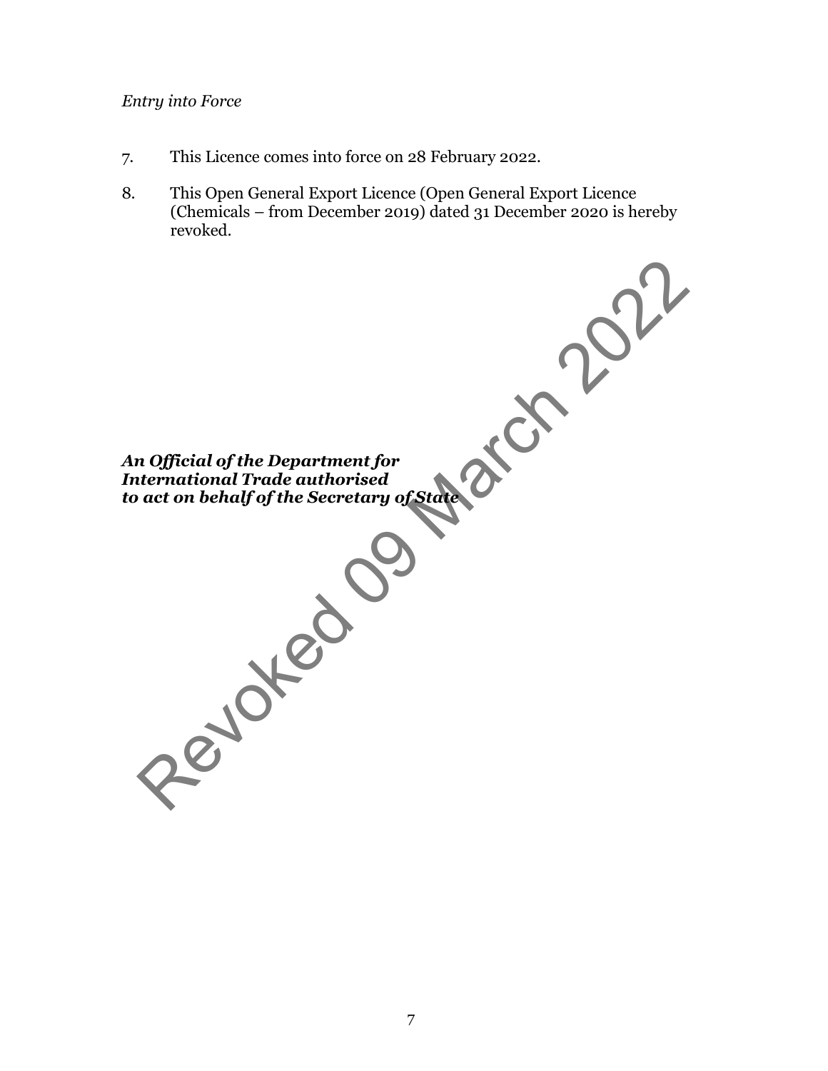*Entry into Force*

7. This Licence comes into force on 28 February 2022.

8. This Open General Export Licence (Open General Export Licence (Chemicals – from December 2019) dated 31 December 2020 is hereby revoked.

***An Official of the Department for International Trade authorised to act on behalf of the Secretary of State***

Revoked 09 March 2022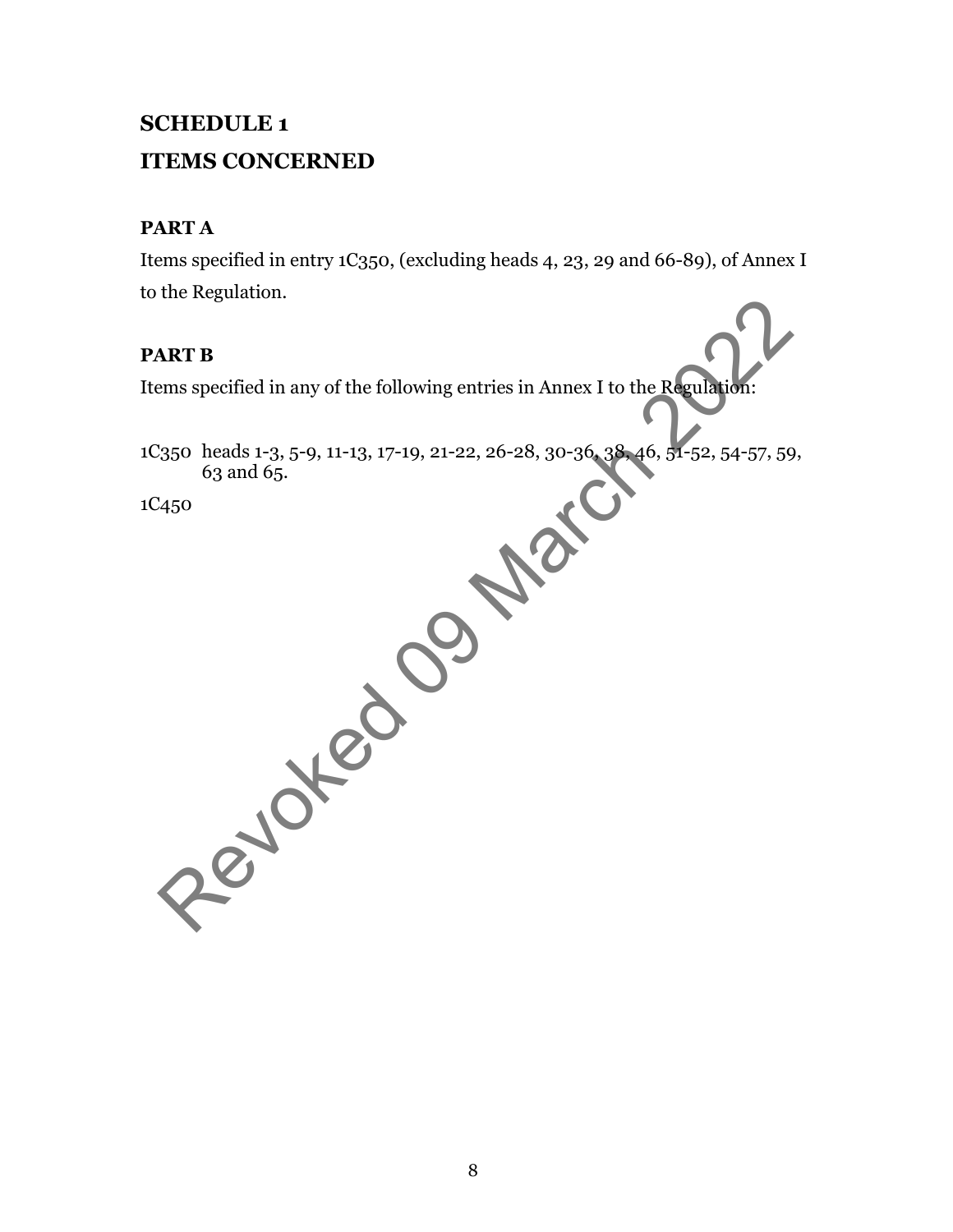# SCHEDULE 1

# ITEMS CONCERNED

## PART A

Items specified in entry 1C350, (excluding heads 4, 23, 29 and 66-89), of Annex I to the Regulation.

## PART B

Items specified in any of the following entries in Annex I to the Regulation:

1C350 heads 1-3, 5-9, 11-13, 17-19, 21-22, 26-28, 30-36, 38, 46, 51-52, 54-57, 59, 63 and 65.

1C450

Revoked 09 March 2022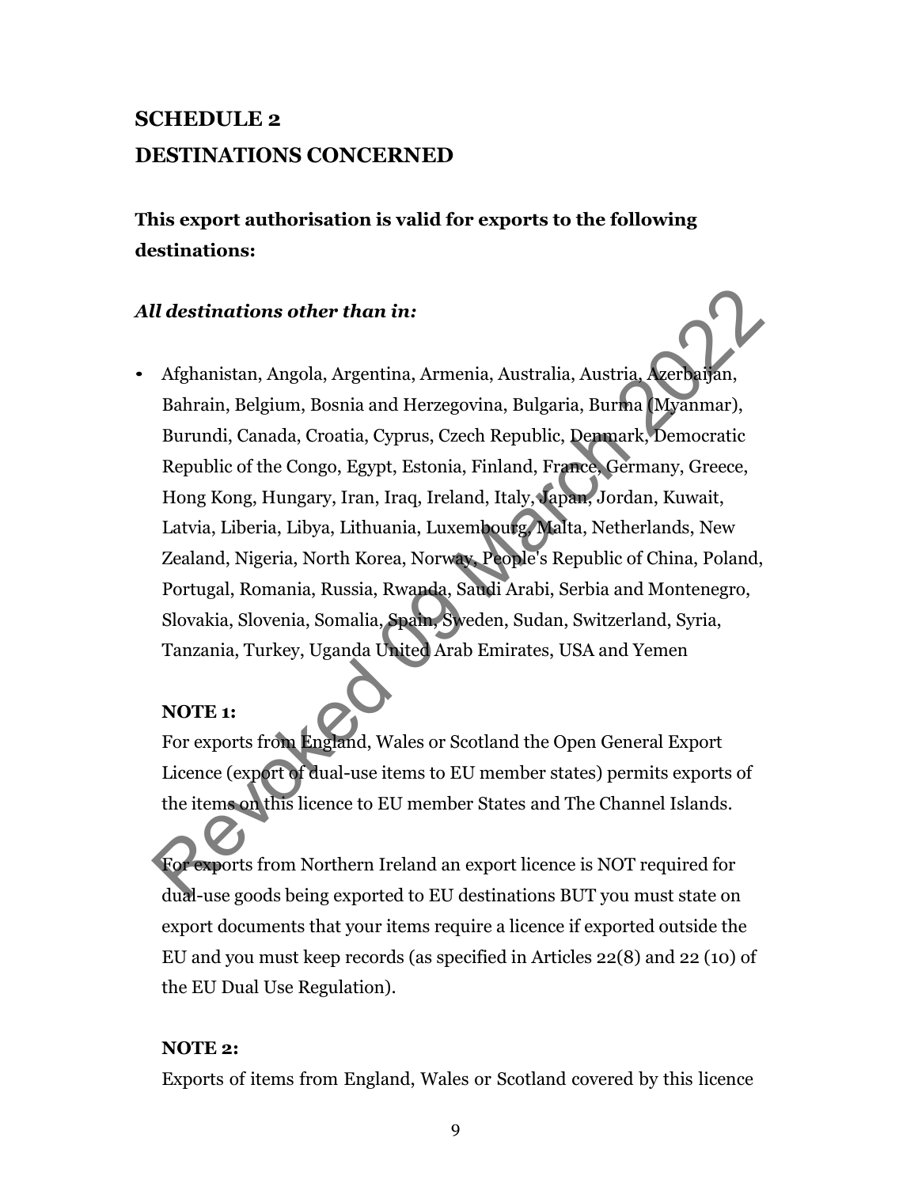# SCHEDULE 2
# DESTINATIONS CONCERNED

**This export authorisation is valid for exports to the following destinations:**

***All destinations other than in:***

- Afghanistan, Angola, Argentina, Armenia, Australia, Austria, Azerbaijan, Bahrain, Belgium, Bosnia and Herzegovina, Bulgaria, Burma (Myanmar), Burundi, Canada, Croatia, Cyprus, Czech Republic, Denmark, Democratic Republic of the Congo, Egypt, Estonia, Finland, France, Germany, Greece, Hong Kong, Hungary, Iran, Iraq, Ireland, Italy, Japan, Jordan, Kuwait, Latvia, Liberia, Libya, Lithuania, Luxembourg, Malta, Netherlands, New Zealand, Nigeria, North Korea, Norway, People's Republic of China, Poland, Portugal, Romania, Russia, Rwanda, Saudi Arabi, Serbia and Montenegro, Slovakia, Slovenia, Somalia, Spain, Sweden, Sudan, Switzerland, Syria, Tanzania, Turkey, Uganda United Arab Emirates, USA and Yemen

**NOTE 1:**

For exports from England, Wales or Scotland the Open General Export Licence (export of dual-use items to EU member states) permits exports of the items on this licence to EU member States and The Channel Islands.

For exports from Northern Ireland an export licence is NOT required for dual-use goods being exported to EU destinations BUT you must state on export documents that your items require a licence if exported outside the EU and you must keep records (as specified in Articles 22(8) and 22 (10) of the EU Dual Use Regulation).

**NOTE 2:**

Exports of items from England, Wales or Scotland covered by this licence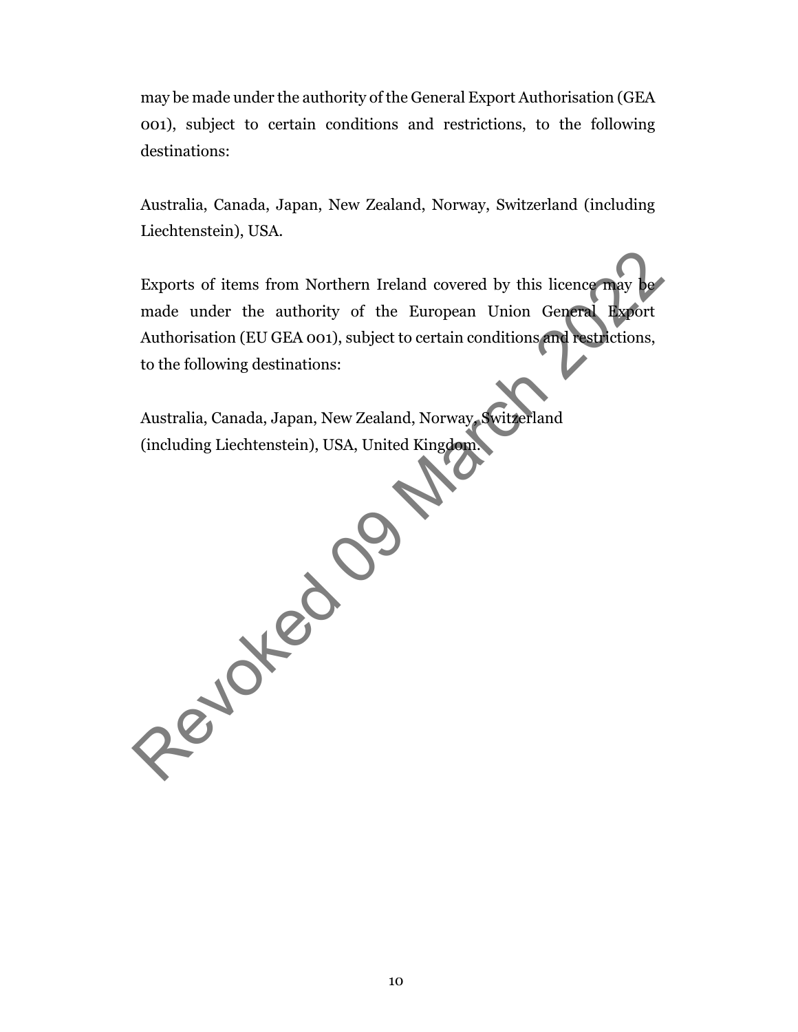may be made under the authority of the General Export Authorisation (GEA 001), subject to certain conditions and restrictions, to the following destinations:

Australia, Canada, Japan, New Zealand, Norway, Switzerland (including Liechtenstein), USA.

Exports of items from Northern Ireland covered by this licence may be made under the authority of the European Union General Export Authorisation (EU GEA 001), subject to certain conditions and restrictions, to the following destinations:

Australia, Canada, Japan, New Zealand, Norway, Switzerland (including Liechtenstein), USA, United Kingdom.

Revoked 09 March 2022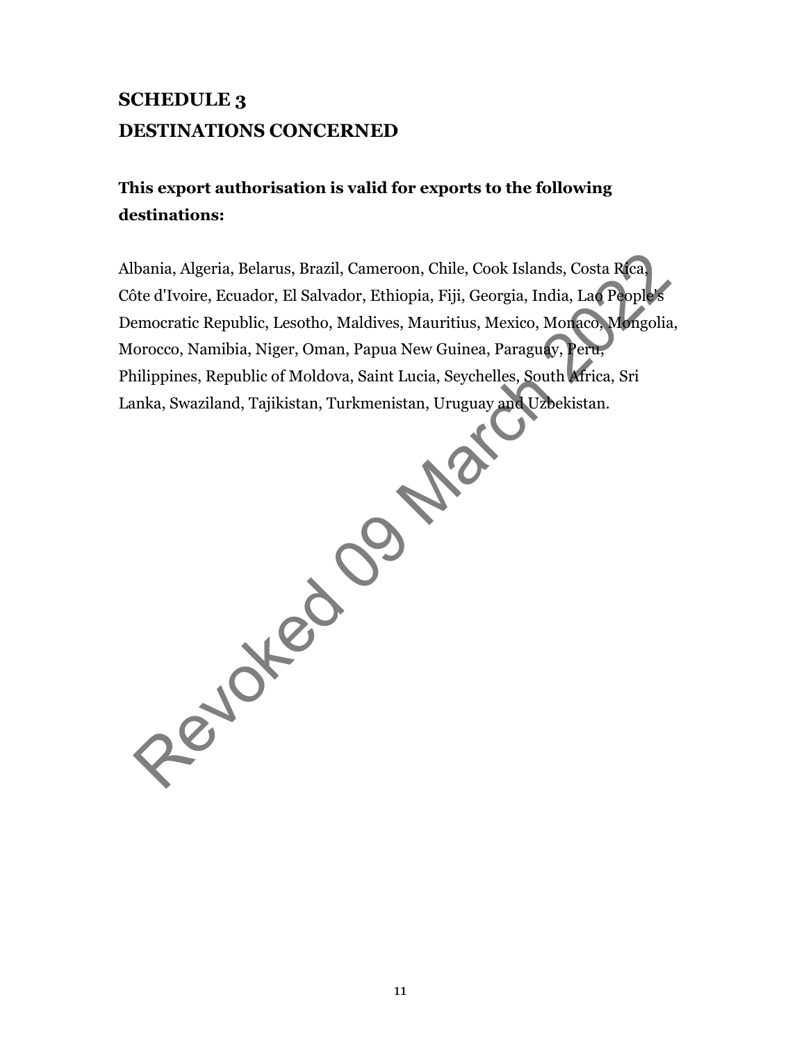# SCHEDULE 3
# DESTINATIONS CONCERNED

**This export authorisation is valid for exports to the following destinations:**

Albania, Algeria, Belarus, Brazil, Cameroon, Chile, Cook Islands, Costa Rica, Côte d'Ivoire, Ecuador, El Salvador, Ethiopia, Fiji, Georgia, India, Lao People's Democratic Republic, Lesotho, Maldives, Mauritius, Mexico, Monaco, Mongolia, Morocco, Namibia, Niger, Oman, Papua New Guinea, Paraguay, Peru, Philippines, Republic of Moldova, Saint Lucia, Seychelles, South Africa, Sri Lanka, Swaziland, Tajikistan, Turkmenistan, Uruguay and Uzbekistan.

Revoked 09 March 2022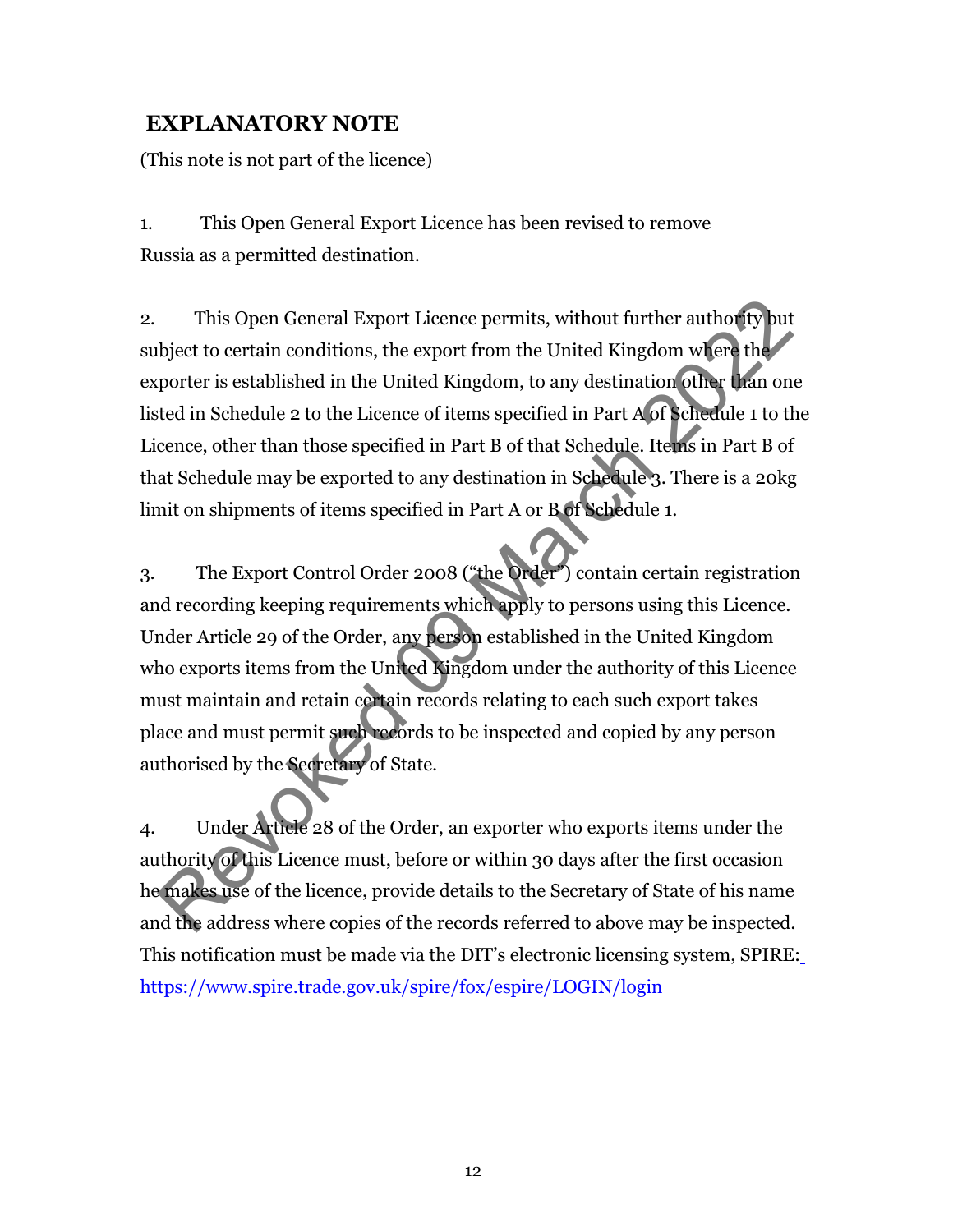## EXPLANATORY NOTE

(This note is not part of the licence)

1. This Open General Export Licence has been revised to remove Russia as a permitted destination.

2. This Open General Export Licence permits, without further authority but subject to certain conditions, the export from the United Kingdom where the exporter is established in the United Kingdom, to any destination other than one listed in Schedule 2 to the Licence of items specified in Part A of Schedule 1 to the Licence, other than those specified in Part B of that Schedule. Items in Part B of that Schedule may be exported to any destination in Schedule 3. There is a 20kg limit on shipments of items specified in Part A or B of Schedule 1.

3. The Export Control Order 2008 ("the Order") contain certain registration and recording keeping requirements which apply to persons using this Licence. Under Article 29 of the Order, any person established in the United Kingdom who exports items from the United Kingdom under the authority of this Licence must maintain and retain certain records relating to each such export takes place and must permit such records to be inspected and copied by any person authorised by the Secretary of State.

4. Under Article 28 of the Order, an exporter who exports items under the authority of this Licence must, before or within 30 days after the first occasion he makes use of the licence, provide details to the Secretary of State of his name and the address where copies of the records referred to above may be inspected. This notification must be made via the DIT's electronic licensing system, SPIRE: https://www.spire.trade.gov.uk/spire/fox/espire/LOGIN/login

Revoked 09 March 2022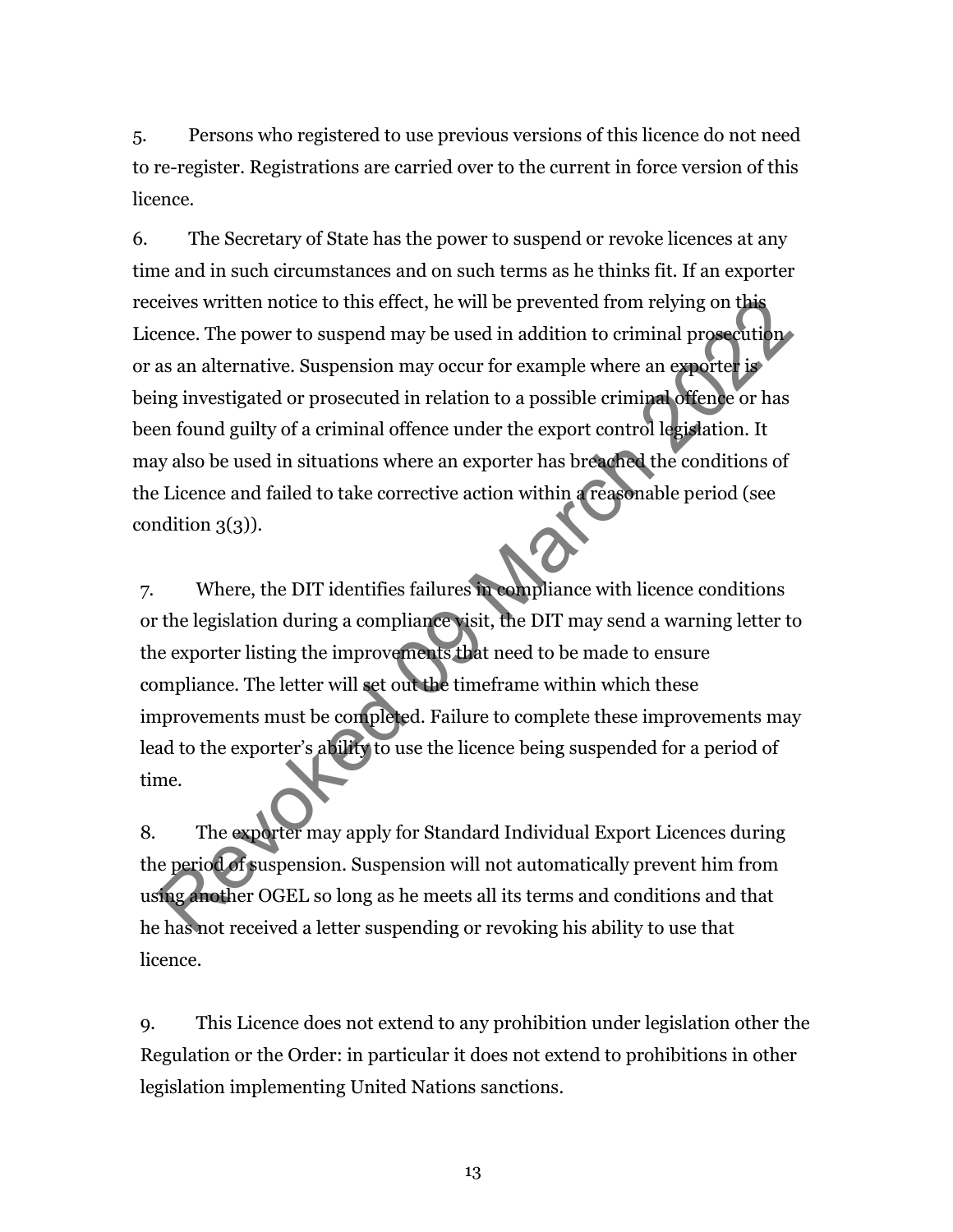5. Persons who registered to use previous versions of this licence do not need to re-register. Registrations are carried over to the current in force version of this licence.

6. The Secretary of State has the power to suspend or revoke licences at any time and in such circumstances and on such terms as he thinks fit. If an exporter receives written notice to this effect, he will be prevented from relying on this Licence. The power to suspend may be used in addition to criminal prosecution or as an alternative. Suspension may occur for example where an exporter is being investigated or prosecuted in relation to a possible criminal offence or has been found guilty of a criminal offence under the export control legislation. It may also be used in situations where an exporter has breached the conditions of the Licence and failed to take corrective action within a reasonable period (see condition 3(3)).

7. Where, the DIT identifies failures in compliance with licence conditions or the legislation during a compliance visit, the DIT may send a warning letter to the exporter listing the improvements that need to be made to ensure compliance. The letter will set out the timeframe within which these improvements must be completed. Failure to complete these improvements may lead to the exporter's ability to use the licence being suspended for a period of time.

8. The exporter may apply for Standard Individual Export Licences during the period of suspension. Suspension will not automatically prevent him from using another OGEL so long as he meets all its terms and conditions and that he has not received a letter suspending or revoking his ability to use that licence.

9. This Licence does not extend to any prohibition under legislation other the Regulation or the Order: in particular it does not extend to prohibitions in other legislation implementing United Nations sanctions.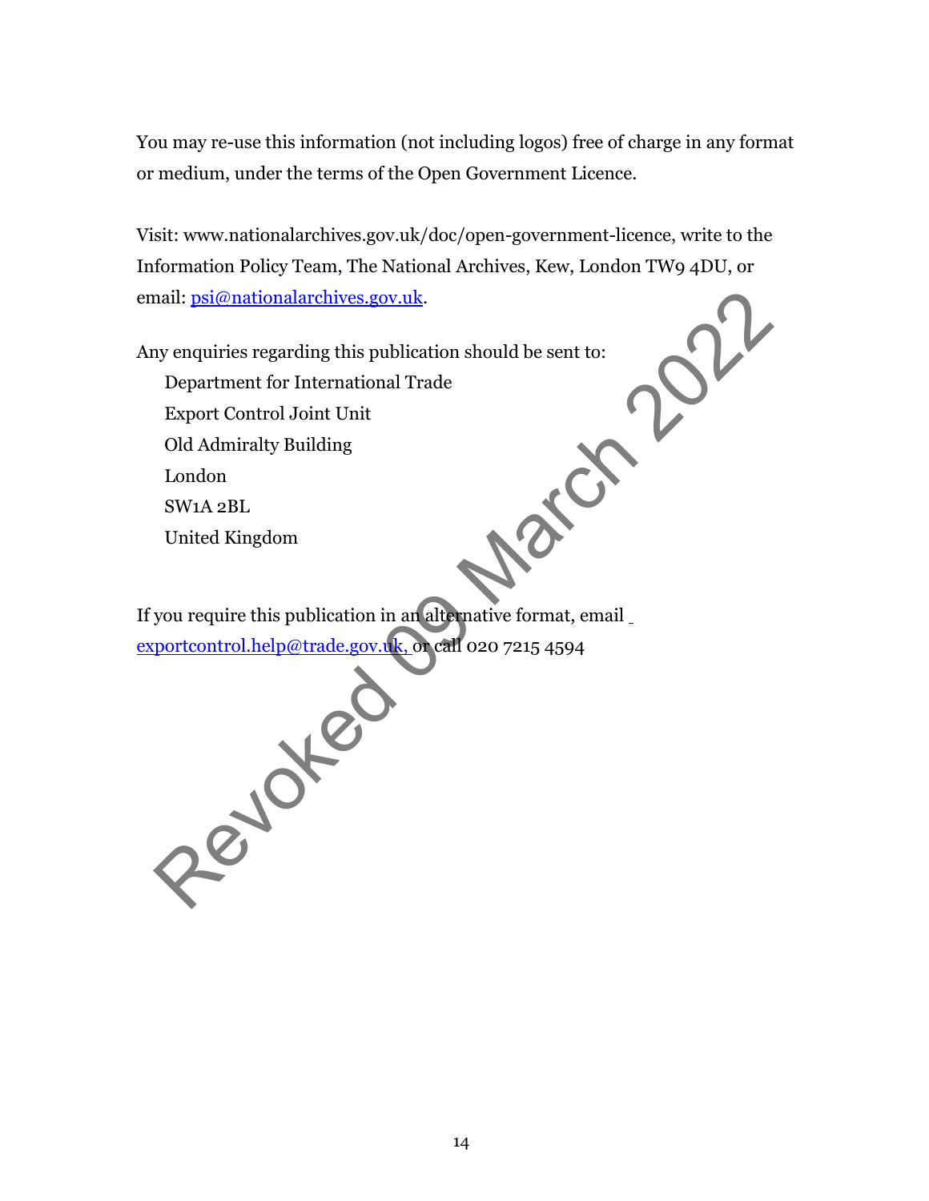You may re-use this information (not including logos) free of charge in any format or medium, under the terms of the Open Government Licence.

Visit: www.nationalarchives.gov.uk/doc/open-government-licence, write to the Information Policy Team, The National Archives, Kew, London TW9 4DU, or email: psi@nationalarchives.gov.uk.

Any enquiries regarding this publication should be sent to:

Department for International Trade
Export Control Joint Unit
Old Admiralty Building
London
SW1A 2BL
United Kingdom

If you require this publication in an alternative format, email exportcontrol.help@trade.gov.uk, or call 020 7215 4594

Revoked 09 March 2022